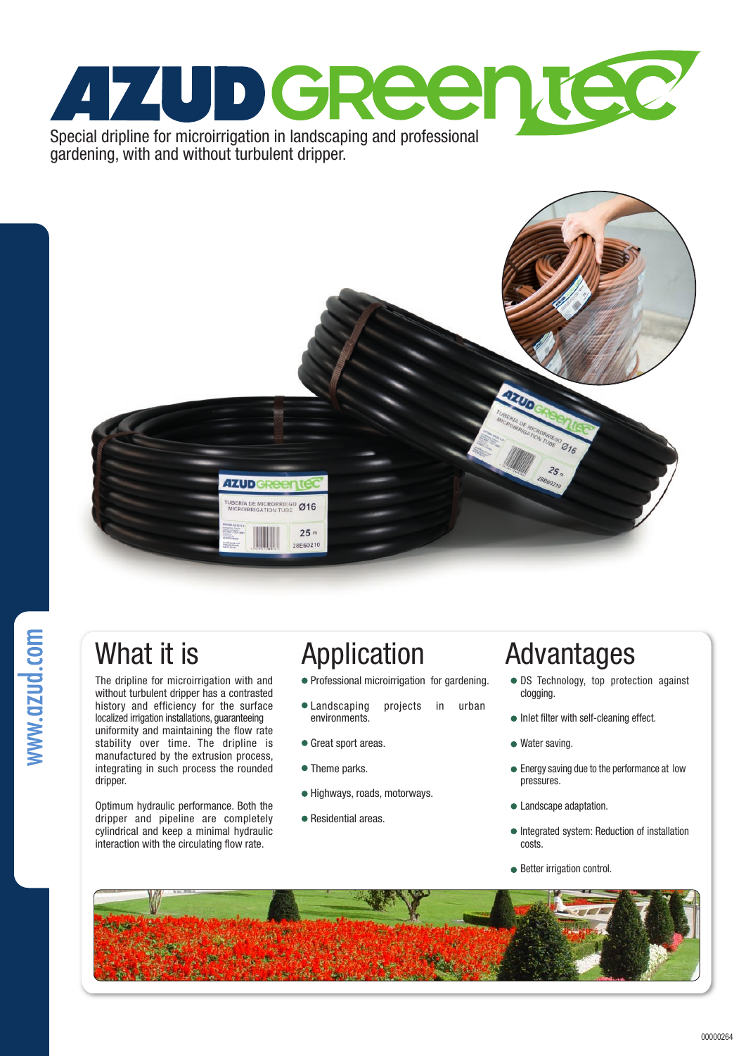# AZUD GREENTEC

Special dripline for microirrigation in landscaping and professional gardening, with and without turbulent dripper.

www.azud.com

## What it is

The dripline for microirrigation with and without turbulent dripper has a contrasted history and efficiency for the surface localized irrigation installations, guaranteeing uniformity and maintaining the flow rate stability over time. The dripline is manufactured by the extrusion process, integrating in such process the rounded dripper.

Optimum hydraulic performance. Both the dripper and pipeline are completely cylindrical and keep a minimal hydraulic interaction with the circulating flow rate.

## Application

- Professional microirrigation for gardening.
- Landscaping projects in urban environments.
- Great sport areas.
- Theme parks.
- Highways, roads, motorways.
- Residential areas.

## Advantages

- DS Technology, top protection against clogging.
- Inlet filter with self-cleaning effect.
- Water saving.
- Energy saving due to the performance at low pressures.
- Landscape adaptation.
- Integrated system: Reduction of installation costs.
- Better irrigation control.

00000264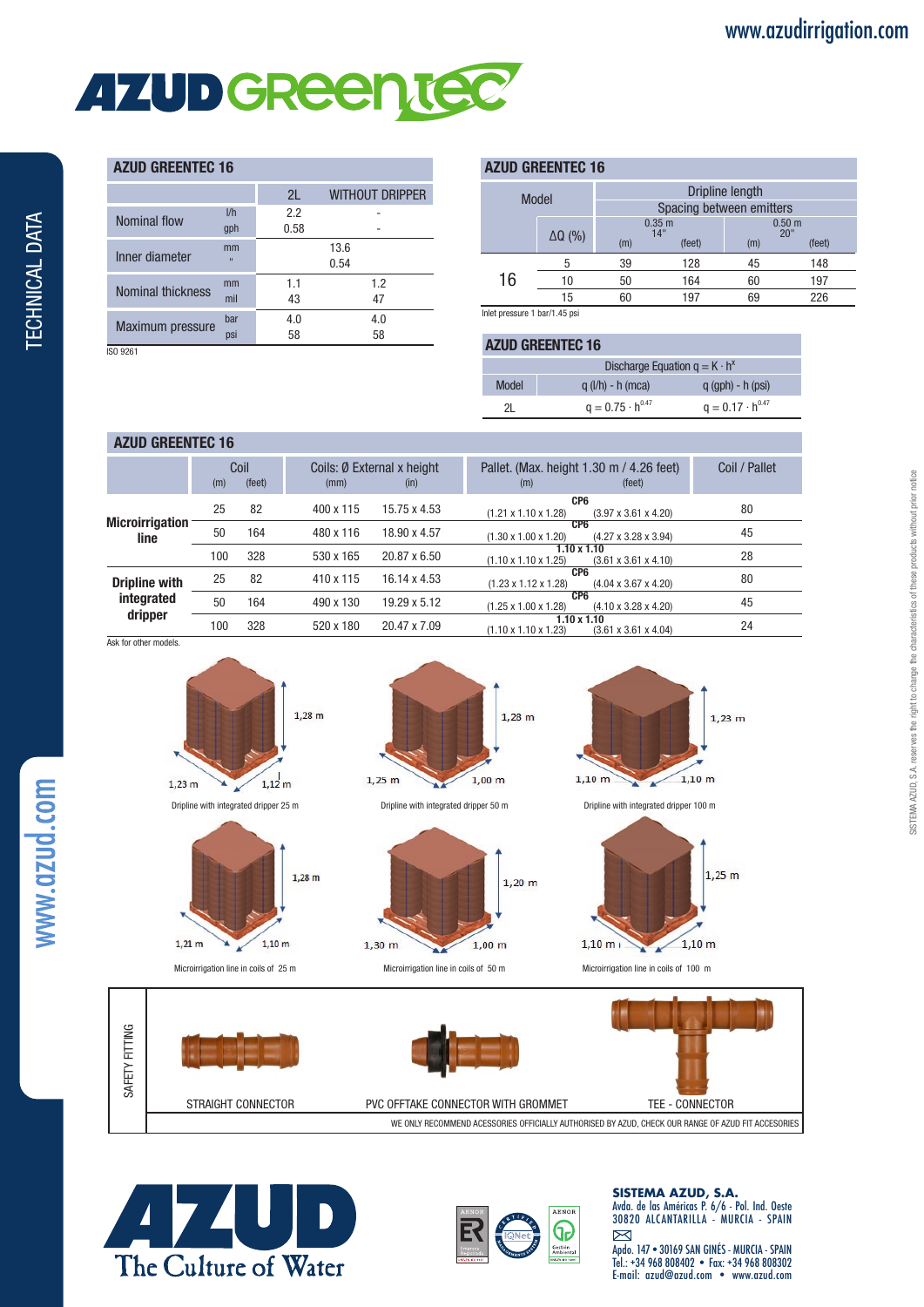www.azudirrigation.com

# AZUD GREENTEC

TECHNICAL DATA

## AZUD GREENTEC 16

| | | 2L | WITHOUT DRIPPER |
|---|---|---|---|
| Nominal flow | l/h | 2.2 | - |
| | gph | 0.58 | - |
| Inner diameter | mm | 13.6 | |
| | " | 0.54 | |
| Nominal thickness | mm | 1.1 | 1.2 |
| | mil | 43 | 47 |
| Maximum pressure | bar | 4.0 | 4.0 |
| | psi | 58 | 58 |

ISO 9261

## AZUD GREENTEC 16

| Model | | Dripline length | | | |
|---|---|---|---|---|---|
| | | Spacing between emitters | | | |
| | ΔQ (%) | 0.35 m 14" (m) | (feet) | 0.50 m 20" (m) | (feet) |
| 16 | 5 | 39 | 128 | 45 | 148 |
| | 10 | 50 | 164 | 60 | 197 |
| | 15 | 60 | 197 | 69 | 226 |

Inlet pressure 1 bar/1.45 psi

## AZUD GREENTEC 16

| | Discharge Equation $q = K \cdot h^x$ | |
|---|---|---|
| Model | q (l/h) - h (mca) | q (gph) - h (psi) |
| 2L | $q = 0.75 \cdot h^{0.47}$ | $q = 0.17 \cdot h^{0.47}$ |

## AZUD GREENTEC 16

| | Coil (m) | Coil (feet) | Coils: Ø External x height (mm) | Coils: Ø External x height (in) | Pallet. (Max. height 1.30 m / 4.26 feet) (m) | Pallet (feet) | Coil / Pallet |
|---|---|---|---|---|---|---|---|
| Microirrigation line | 25 | 82 | 400 x 115 | 15.75 x 4.53 | CP6 (1.21 x 1.10 x 1.28) | (3.97 x 3.61 x 4.20) | 80 |
| | 50 | 164 | 480 x 116 | 18.90 x 4.57 | CP6 (1.30 x 1.00 x 1.20) | (4.27 x 3.28 x 3.94) | 45 |
| | 100 | 328 | 530 x 165 | 20.87 x 6.50 | 1.10 x 1.10 (1.10 x 1.10 x 1.25) | (3.61 x 3.61 x 4.10) | 28 |
| Dripline with integrated dripper | 25 | 82 | 410 x 115 | 16.14 x 4.53 | CP6 (1.23 x 1.12 x 1.28) | (4.04 x 3.67 x 4.20) | 80 |
| | 50 | 164 | 490 x 130 | 19.29 x 5.12 | CP6 (1.25 x 1.00 x 1.28) | (4.10 x 3.28 x 4.20) | 45 |
| | 100 | 328 | 520 x 180 | 20.47 x 7.09 | 1.10 x 1.10 (1.10 x 1.10 x 1.23) | (3.61 x 3.61 x 4.04) | 24 |

Ask for other models.

1,28 m
1,23 m
1,12 m
Dripline with integrated dripper 25 m

1,28 m
1,25 m
1,00 m
Dripline with integrated dripper 50 m

1,23 m
1,10 m
1,10 m
Dripline with integrated dripper 100 m

1,28 m
1,21 m
1,10 m
Microirrigation line in coils of 25 m

1,20 m
1,30 m
1,00 m
Microirrigation line in coils of 50 m

1,25 m
1,10 m
1,10 m
Microirrigation line in coils of 100 m

SAFETY FITTING

STRAIGHT CONNECTOR

PVC OFFTAKE CONNECTOR WITH GROMMET

TEE - CONNECTOR

WE ONLY RECOMMEND ACCESSORIES OFFICIALLY AUTHORISED BY AZUD, CHECK OUR RANGE OF AZUD FIT ACCESORIES

www.azud.com

SISTEMA AZUD, S.A. reserves the right to change the characteristics of these products without prior notice

AZUD The Culture of Water

**SISTEMA AZUD, S.A.**
Avda. de las Américas P. 6/6 - Pol. Ind. Oeste
30820 ALCANTARILLA - MURCIA - SPAIN
Apdo. 147 • 30169 SAN GINÉS - MURCIA - SPAIN
Tel.: +34 968 808402 • Fax: +34 968 808302
E-mail: azud@azud.com • www.azud.com